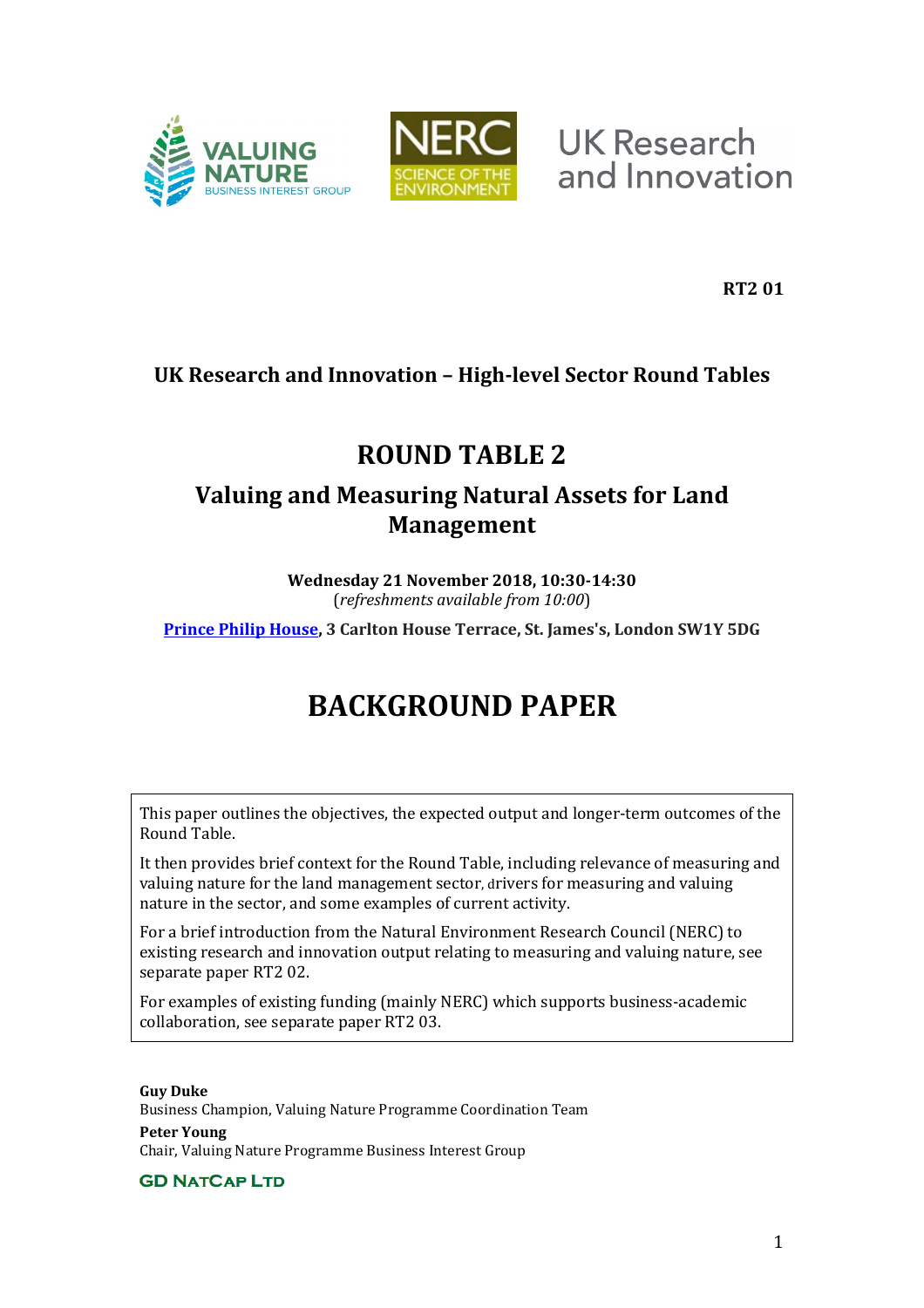**RT2 01**

## UK Research and Innovation – High-level Sector Round Tables

# ROUND TABLE 2

## Valuing and Measuring Natural Assets for Land Management

**Wednesday 21 November 2018, 10:30-14:30**
(*refreshments available from 10:00*)

**Prince Philip House, 3 Carlton House Terrace, St. James's, London SW1Y 5DG**

# BACKGROUND PAPER

This paper outlines the objectives, the expected output and longer-term outcomes of the Round Table.

It then provides brief context for the Round Table, including relevance of measuring and valuing nature for the land management sector, drivers for measuring and valuing nature in the sector, and some examples of current activity.

For a brief introduction from the Natural Environment Research Council (NERC) to existing research and innovation output relating to measuring and valuing nature, see separate paper RT2 02.

For examples of existing funding (mainly NERC) which supports business-academic collaboration, see separate paper RT2 03.

**Guy Duke**
Business Champion, Valuing Nature Programme Coordination Team

**Peter Young**
Chair, Valuing Nature Programme Business Interest Group

**GD NatCap Ltd**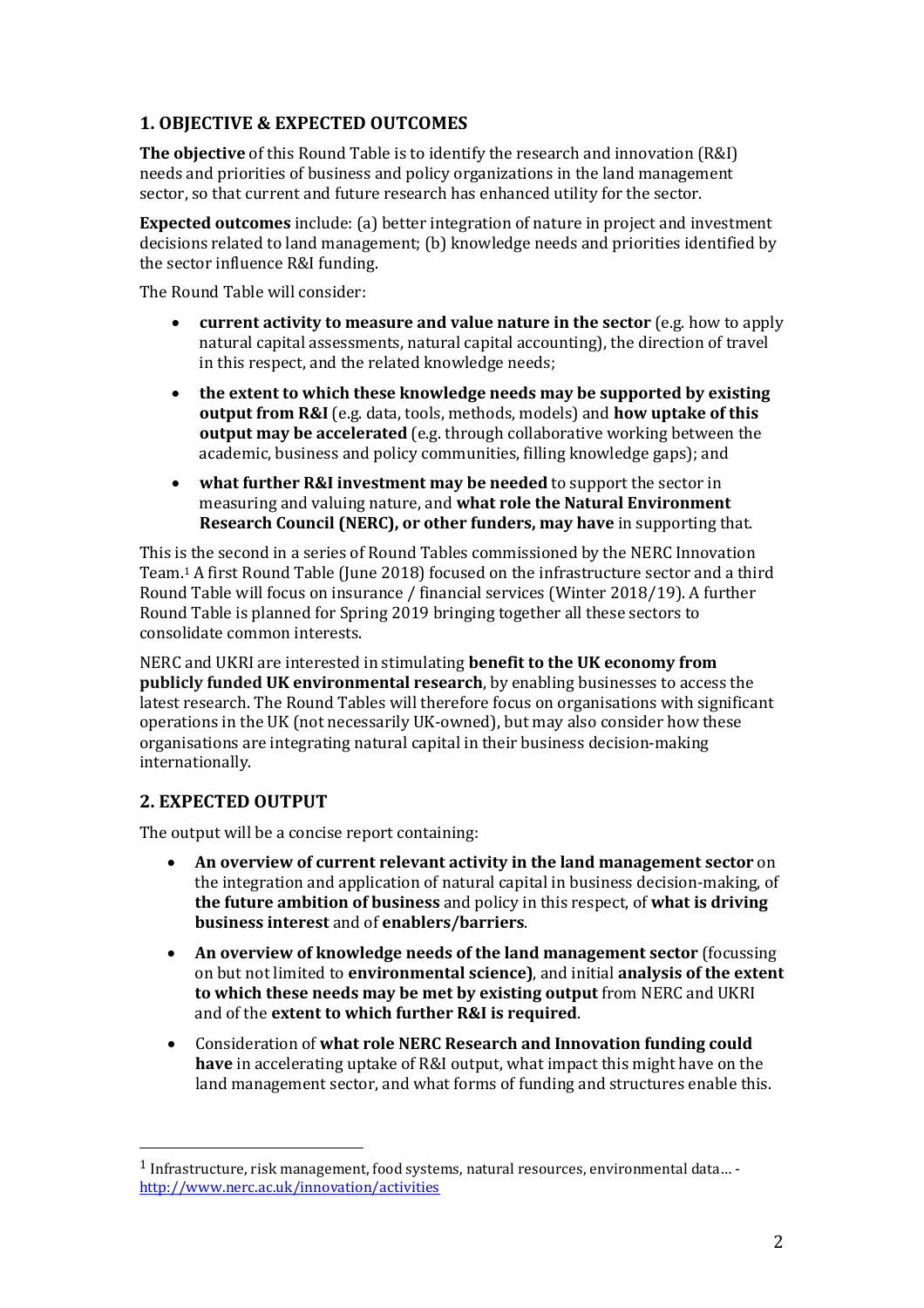## 1. OBJECTIVE & EXPECTED OUTCOMES

**The objective** of this Round Table is to identify the research and innovation (R&I) needs and priorities of business and policy organizations in the land management sector, so that current and future research has enhanced utility for the sector.

**Expected outcomes** include: (a) better integration of nature in project and investment decisions related to land management; (b) knowledge needs and priorities identified by the sector influence R&I funding.

The Round Table will consider:

- **current activity to measure and value nature in the sector** (e.g. how to apply natural capital assessments, natural capital accounting), the direction of travel in this respect, and the related knowledge needs;
- **the extent to which these knowledge needs may be supported by existing output from R&I** (e.g. data, tools, methods, models) and **how uptake of this output may be accelerated** (e.g. through collaborative working between the academic, business and policy communities, filling knowledge gaps); and
- **what further R&I investment may be needed** to support the sector in measuring and valuing nature, and **what role the Natural Environment Research Council (NERC), or other funders, may have** in supporting that.

This is the second in a series of Round Tables commissioned by the NERC Innovation Team.[1] A first Round Table (June 2018) focused on the infrastructure sector and a third Round Table will focus on insurance / financial services (Winter 2018/19). A further Round Table is planned for Spring 2019 bringing together all these sectors to consolidate common interests.

NERC and UKRI are interested in stimulating **benefit to the UK economy from publicly funded UK environmental research**, by enabling businesses to access the latest research. The Round Tables will therefore focus on organisations with significant operations in the UK (not necessarily UK-owned), but may also consider how these organisations are integrating natural capital in their business decision-making internationally.

## 2. EXPECTED OUTPUT

The output will be a concise report containing:

- **An overview of current relevant activity in the land management sector** on the integration and application of natural capital in business decision-making, of **the future ambition of business** and policy in this respect, of **what is driving business interest** and of **enablers/barriers**.
- **An overview of knowledge needs of the land management sector** (focussing on but not limited to **environmental science)**, and initial **analysis of the extent to which these needs may be met by existing output** from NERC and UKRI and of the **extent to which further R&I is required**.
- Consideration of **what role NERC Research and Innovation funding could have** in accelerating uptake of R&I output, what impact this might have on the land management sector, and what forms of funding and structures enable this.

[1] Infrastructure, risk management, food systems, natural resources, environmental data… - http://www.nerc.ac.uk/innovation/activities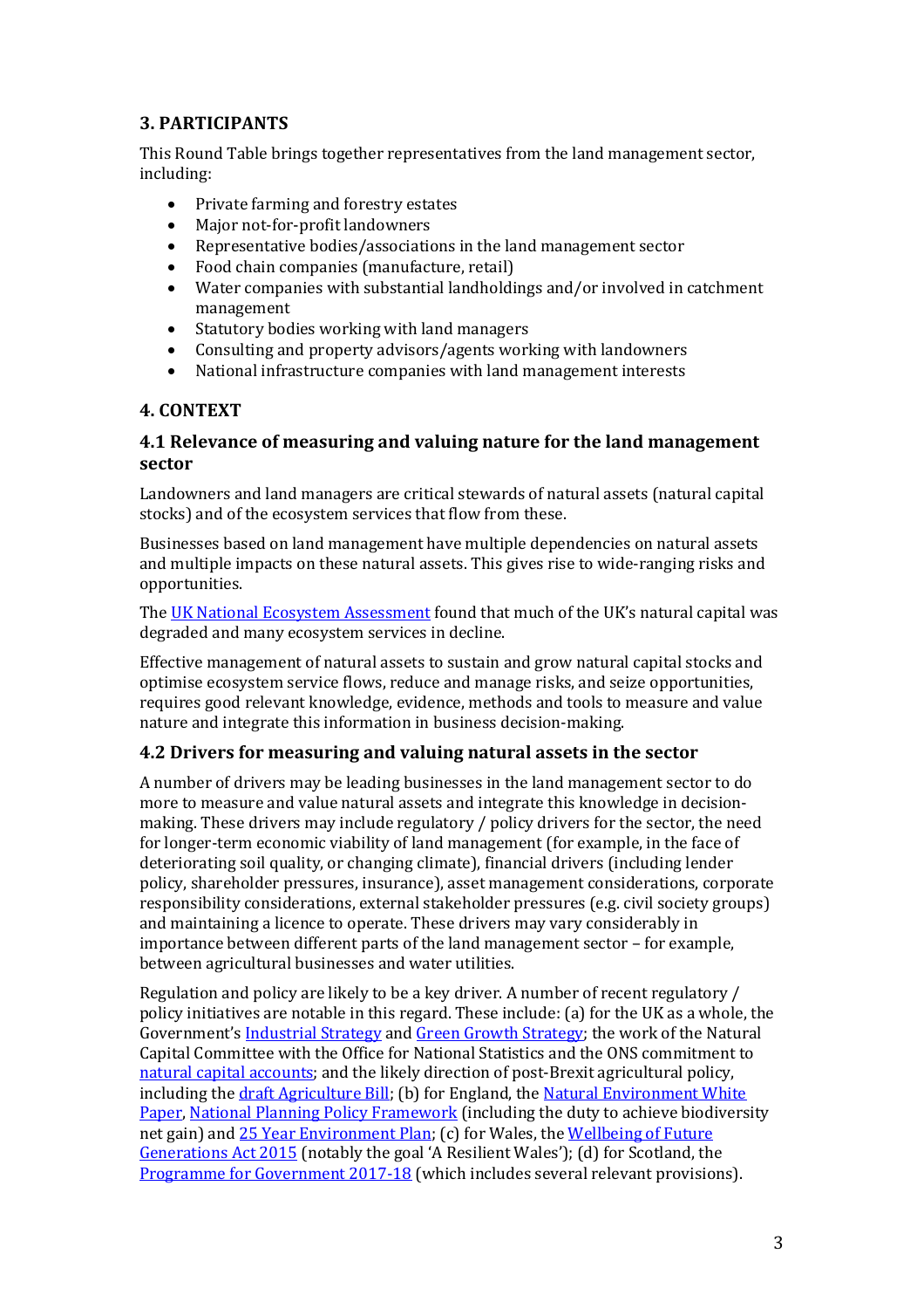## 3. PARTICIPANTS

This Round Table brings together representatives from the land management sector, including:

- Private farming and forestry estates
- Major not-for-profit landowners
- Representative bodies/associations in the land management sector
- Food chain companies (manufacture, retail)
- Water companies with substantial landholdings and/or involved in catchment management
- Statutory bodies working with land managers
- Consulting and property advisors/agents working with landowners
- National infrastructure companies with land management interests

## 4. CONTEXT

### 4.1 Relevance of measuring and valuing nature for the land management sector

Landowners and land managers are critical stewards of natural assets (natural capital stocks) and of the ecosystem services that flow from these.

Businesses based on land management have multiple dependencies on natural assets and multiple impacts on these natural assets. This gives rise to wide-ranging risks and opportunities.

The UK National Ecosystem Assessment found that much of the UK's natural capital was degraded and many ecosystem services in decline.

Effective management of natural assets to sustain and grow natural capital stocks and optimise ecosystem service flows, reduce and manage risks, and seize opportunities, requires good relevant knowledge, evidence, methods and tools to measure and value nature and integrate this information in business decision-making.

### 4.2 Drivers for measuring and valuing natural assets in the sector

A number of drivers may be leading businesses in the land management sector to do more to measure and value natural assets and integrate this knowledge in decision-making. These drivers may include regulatory / policy drivers for the sector, the need for longer-term economic viability of land management (for example, in the face of deteriorating soil quality, or changing climate), financial drivers (including lender policy, shareholder pressures, insurance), asset management considerations, corporate responsibility considerations, external stakeholder pressures (e.g. civil society groups) and maintaining a licence to operate. These drivers may vary considerably in importance between different parts of the land management sector – for example, between agricultural businesses and water utilities.

Regulation and policy are likely to be a key driver. A number of recent regulatory / policy initiatives are notable in this regard. These include: (a) for the UK as a whole, the Government's Industrial Strategy and Green Growth Strategy; the work of the Natural Capital Committee with the Office for National Statistics and the ONS commitment to natural capital accounts; and the likely direction of post-Brexit agricultural policy, including the draft Agriculture Bill; (b) for England, the Natural Environment White Paper, National Planning Policy Framework (including the duty to achieve biodiversity net gain) and 25 Year Environment Plan; (c) for Wales, the Wellbeing of Future Generations Act 2015 (notably the goal 'A Resilient Wales'); (d) for Scotland, the Programme for Government 2017-18 (which includes several relevant provisions).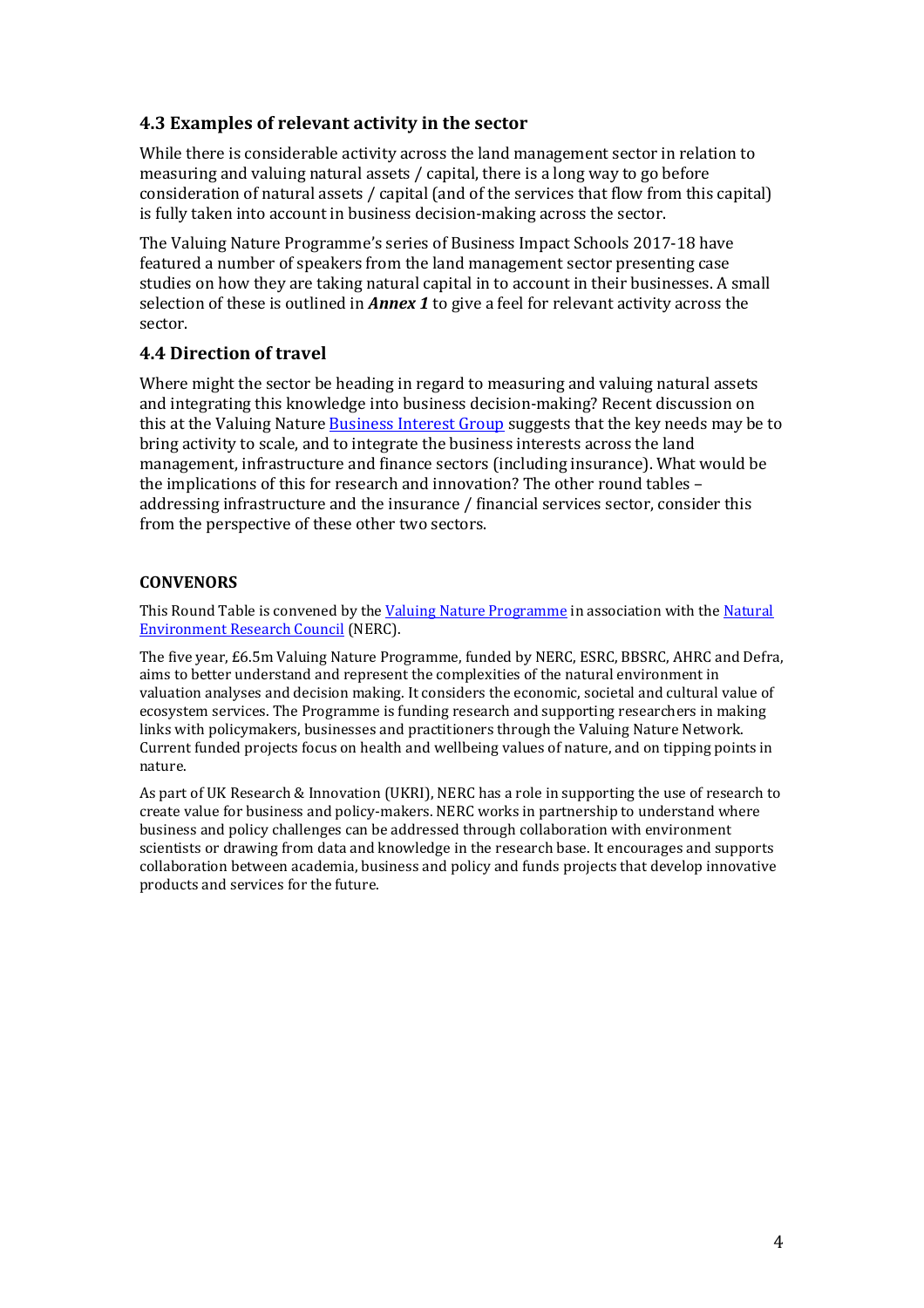### 4.3 Examples of relevant activity in the sector

While there is considerable activity across the land management sector in relation to measuring and valuing natural assets / capital, there is a long way to go before consideration of natural assets / capital (and of the services that flow from this capital) is fully taken into account in business decision-making across the sector.

The Valuing Nature Programme's series of Business Impact Schools 2017-18 have featured a number of speakers from the land management sector presenting case studies on how they are taking natural capital in to account in their businesses. A small selection of these is outlined in ***Annex 1*** to give a feel for relevant activity across the sector.

### 4.4 Direction of travel

Where might the sector be heading in regard to measuring and valuing natural assets and integrating this knowledge into business decision-making? Recent discussion on this at the Valuing Nature Business Interest Group suggests that the key needs may be to bring activity to scale, and to integrate the business interests across the land management, infrastructure and finance sectors (including insurance). What would be the implications of this for research and innovation? The other round tables – addressing infrastructure and the insurance / financial services sector, consider this from the perspective of these other two sectors.

#### CONVENORS

This Round Table is convened by the Valuing Nature Programme in association with the Natural Environment Research Council (NERC).

The five year, £6.5m Valuing Nature Programme, funded by NERC, ESRC, BBSRC, AHRC and Defra, aims to better understand and represent the complexities of the natural environment in valuation analyses and decision making. It considers the economic, societal and cultural value of ecosystem services. The Programme is funding research and supporting researchers in making links with policymakers, businesses and practitioners through the Valuing Nature Network. Current funded projects focus on health and wellbeing values of nature, and on tipping points in nature.

As part of UK Research & Innovation (UKRI), NERC has a role in supporting the use of research to create value for business and policy-makers. NERC works in partnership to understand where business and policy challenges can be addressed through collaboration with environment scientists or drawing from data and knowledge in the research base. It encourages and supports collaboration between academia, business and policy and funds projects that develop innovative products and services for the future.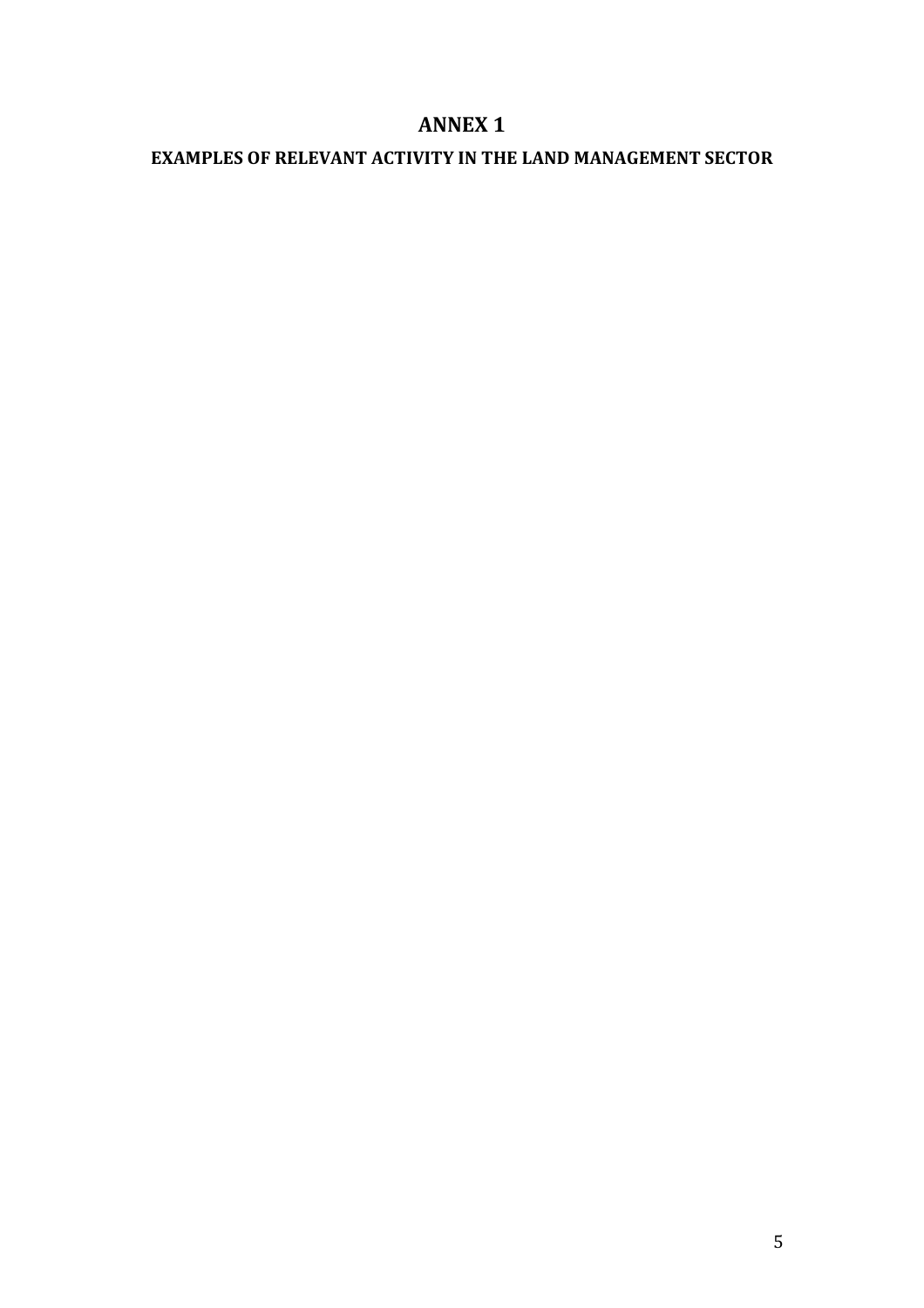# ANNEX 1

## EXAMPLES OF RELEVANT ACTIVITY IN THE LAND MANAGEMENT SECTOR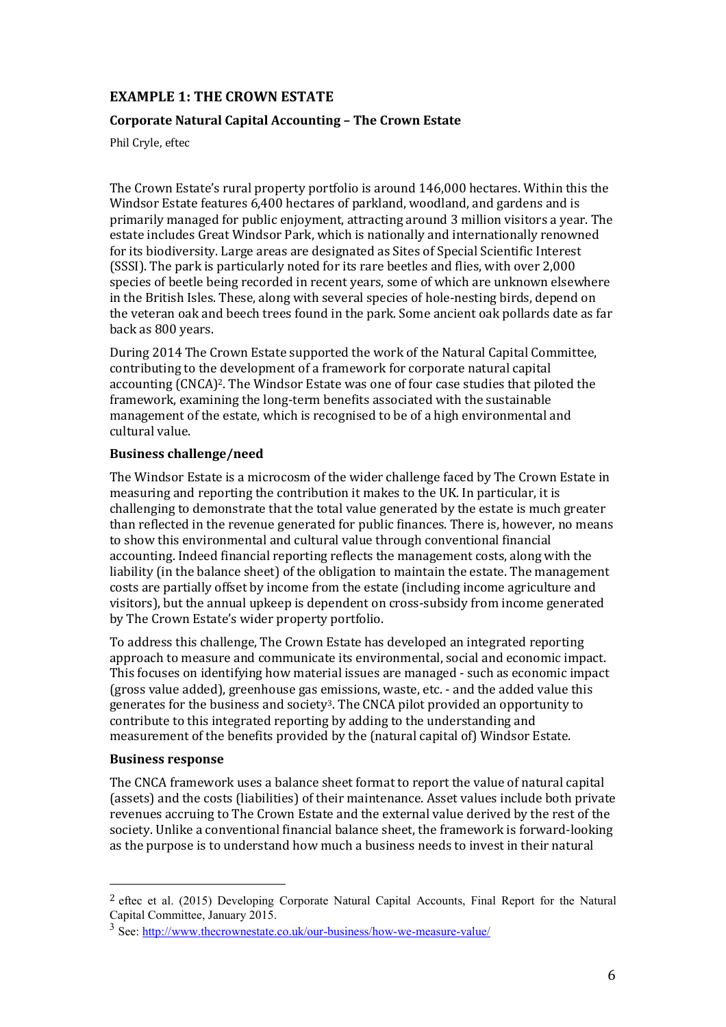## EXAMPLE 1: THE CROWN ESTATE

### Corporate Natural Capital Accounting – The Crown Estate

Phil Cryle, eftec

The Crown Estate's rural property portfolio is around 146,000 hectares. Within this the Windsor Estate features 6,400 hectares of parkland, woodland, and gardens and is primarily managed for public enjoyment, attracting around 3 million visitors a year. The estate includes Great Windsor Park, which is nationally and internationally renowned for its biodiversity. Large areas are designated as Sites of Special Scientific Interest (SSSI). The park is particularly noted for its rare beetles and flies, with over 2,000 species of beetle being recorded in recent years, some of which are unknown elsewhere in the British Isles. These, along with several species of hole-nesting birds, depend on the veteran oak and beech trees found in the park. Some ancient oak pollards date as far back as 800 years.

During 2014 The Crown Estate supported the work of the Natural Capital Committee, contributing to the development of a framework for corporate natural capital accounting (CNCA)[2]. The Windsor Estate was one of four case studies that piloted the framework, examining the long-term benefits associated with the sustainable management of the estate, which is recognised to be of a high environmental and cultural value.

### Business challenge/need

The Windsor Estate is a microcosm of the wider challenge faced by The Crown Estate in measuring and reporting the contribution it makes to the UK. In particular, it is challenging to demonstrate that the total value generated by the estate is much greater than reflected in the revenue generated for public finances. There is, however, no means to show this environmental and cultural value through conventional financial accounting. Indeed financial reporting reflects the management costs, along with the liability (in the balance sheet) of the obligation to maintain the estate. The management costs are partially offset by income from the estate (including income agriculture and visitors), but the annual upkeep is dependent on cross-subsidy from income generated by The Crown Estate's wider property portfolio.

To address this challenge, The Crown Estate has developed an integrated reporting approach to measure and communicate its environmental, social and economic impact. This focuses on identifying how material issues are managed - such as economic impact (gross value added), greenhouse gas emissions, waste, etc. - and the added value this generates for the business and society[3]. The CNCA pilot provided an opportunity to contribute to this integrated reporting by adding to the understanding and measurement of the benefits provided by the (natural capital of) Windsor Estate.

### Business response

The CNCA framework uses a balance sheet format to report the value of natural capital (assets) and the costs (liabilities) of their maintenance. Asset values include both private revenues accruing to The Crown Estate and the external value derived by the rest of the society. Unlike a conventional financial balance sheet, the framework is forward-looking as the purpose is to understand how much a business needs to invest in their natural

---

[2] eftec et al. (2015) Developing Corporate Natural Capital Accounts, Final Report for the Natural Capital Committee, January 2015.

[3] See: http://www.thecrownestate.co.uk/our-business/how-we-measure-value/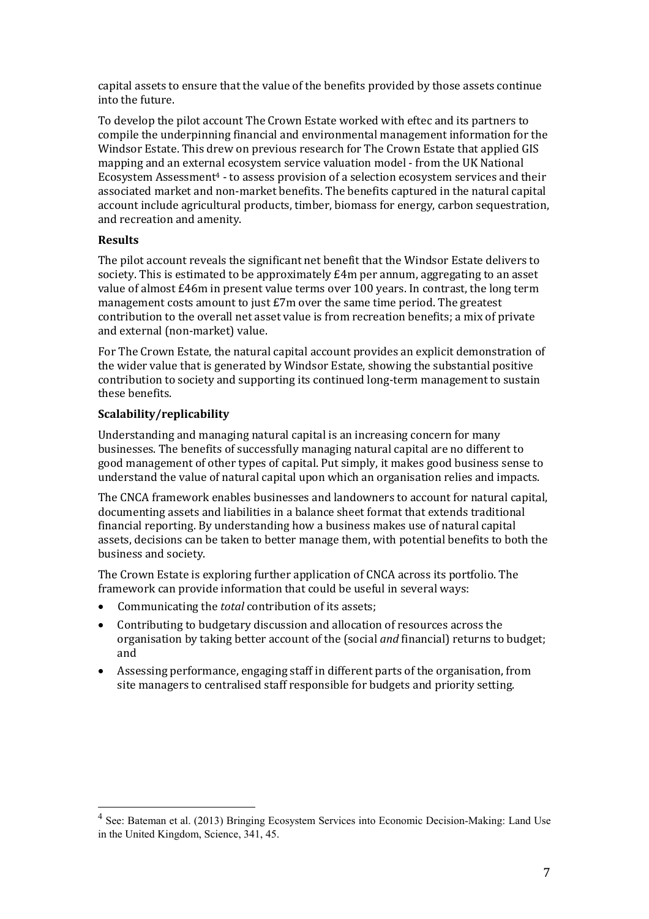capital assets to ensure that the value of the benefits provided by those assets continue into the future.

To develop the pilot account The Crown Estate worked with eftec and its partners to compile the underpinning financial and environmental management information for the Windsor Estate. This drew on previous research for The Crown Estate that applied GIS mapping and an external ecosystem service valuation model - from the UK National Ecosystem Assessment[4] - to assess provision of a selection ecosystem services and their associated market and non-market benefits. The benefits captured in the natural capital account include agricultural products, timber, biomass for energy, carbon sequestration, and recreation and amenity.

**Results**

The pilot account reveals the significant net benefit that the Windsor Estate delivers to society. This is estimated to be approximately £4m per annum, aggregating to an asset value of almost £46m in present value terms over 100 years. In contrast, the long term management costs amount to just £7m over the same time period. The greatest contribution to the overall net asset value is from recreation benefits; a mix of private and external (non-market) value.

For The Crown Estate, the natural capital account provides an explicit demonstration of the wider value that is generated by Windsor Estate, showing the substantial positive contribution to society and supporting its continued long-term management to sustain these benefits.

**Scalability/replicability**

Understanding and managing natural capital is an increasing concern for many businesses. The benefits of successfully managing natural capital are no different to good management of other types of capital. Put simply, it makes good business sense to understand the value of natural capital upon which an organisation relies and impacts.

The CNCA framework enables businesses and landowners to account for natural capital, documenting assets and liabilities in a balance sheet format that extends traditional financial reporting. By understanding how a business makes use of natural capital assets, decisions can be taken to better manage them, with potential benefits to both the business and society.

The Crown Estate is exploring further application of CNCA across its portfolio. The framework can provide information that could be useful in several ways:

- Communicating the *total* contribution of its assets;
- Contributing to budgetary discussion and allocation of resources across the organisation by taking better account of the (social *and* financial) returns to budget; and
- Assessing performance, engaging staff in different parts of the organisation, from site managers to centralised staff responsible for budgets and priority setting.

---

[4] See: Bateman et al. (2013) Bringing Ecosystem Services into Economic Decision-Making: Land Use in the United Kingdom, Science, 341, 45.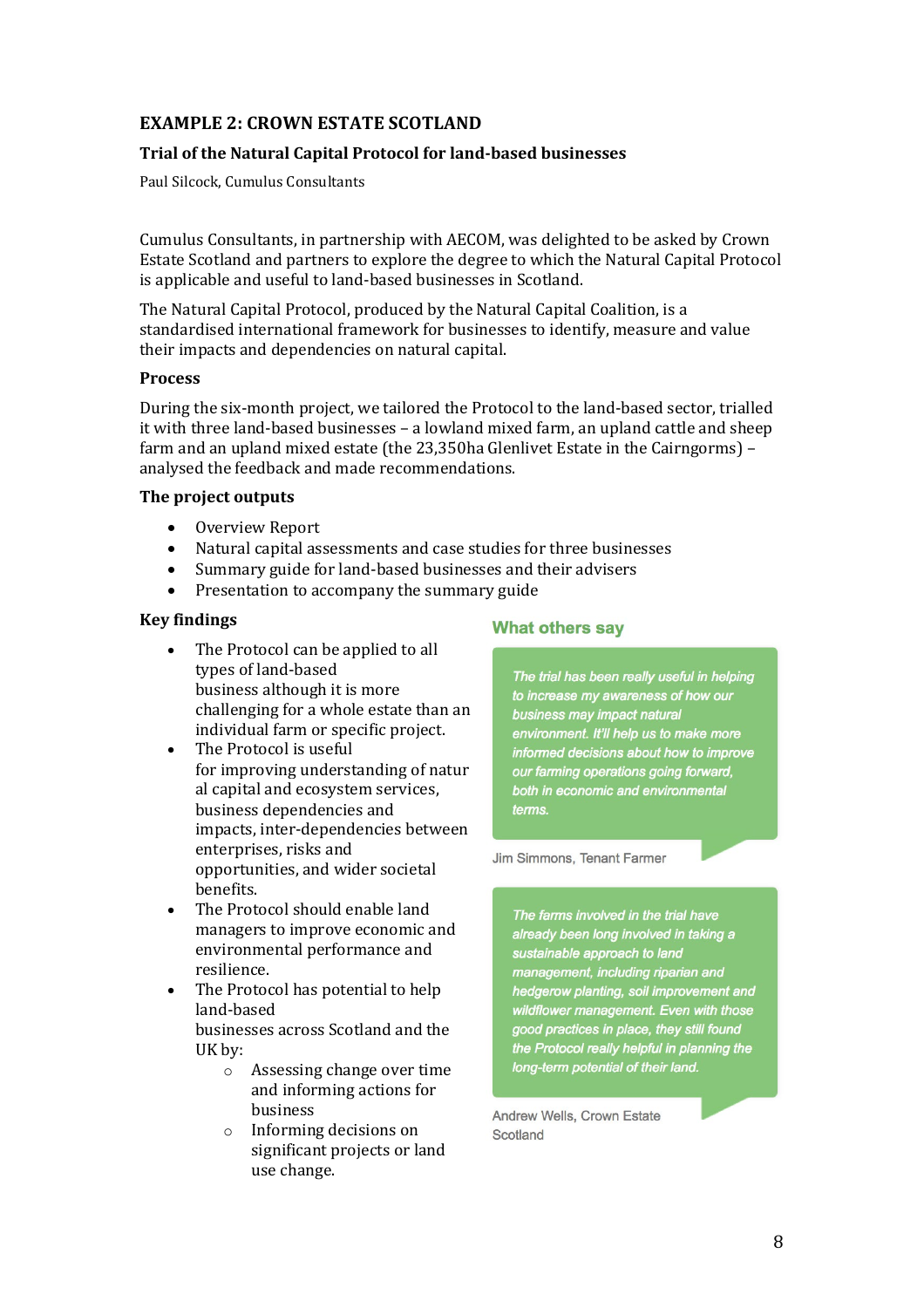## EXAMPLE 2: CROWN ESTATE SCOTLAND

### Trial of the Natural Capital Protocol for land-based businesses

Paul Silcock, Cumulus Consultants

Cumulus Consultants, in partnership with AECOM, was delighted to be asked by Crown Estate Scotland and partners to explore the degree to which the Natural Capital Protocol is applicable and useful to land-based businesses in Scotland.

The Natural Capital Protocol, produced by the Natural Capital Coalition, is a standardised international framework for businesses to identify, measure and value their impacts and dependencies on natural capital.

**Process**

During the six-month project, we tailored the Protocol to the land-based sector, trialled it with three land-based businesses – a lowland mixed farm, an upland cattle and sheep farm and an upland mixed estate (the 23,350ha Glenlivet Estate in the Cairngorms) – analysed the feedback and made recommendations.

**The project outputs**

- Overview Report
- Natural capital assessments and case studies for three businesses
- Summary guide for land-based businesses and their advisers
- Presentation to accompany the summary guide

**Key findings**

- The Protocol can be applied to all types of land-based business although it is more challenging for a whole estate than an individual farm or specific project.
- The Protocol is useful for improving understanding of natural capital and ecosystem services, business dependencies and impacts, inter-dependencies between enterprises, risks and opportunities, and wider societal benefits.
- The Protocol should enable land managers to improve economic and environmental performance and resilience.
- The Protocol has potential to help land-based businesses across Scotland and the UK by:
  - Assessing change over time and informing actions for business
  - Informing decisions on significant projects or land use change.

**What others say**

*The trial has been really useful in helping to increase my awareness of how our business may impact natural environment. It'll help us to make more informed decisions about how to improve our farming operations going forward, both in economic and environmental terms.*

Jim Simmons, Tenant Farmer

*The farms involved in the trial have already been long involved in taking a sustainable approach to land management, including riparian and hedgerow planting, soil improvement and wildflower management. Even with those good practices in place, they still found the Protocol really helpful in planning the long-term potential of their land.*

Andrew Wells, Crown Estate Scotland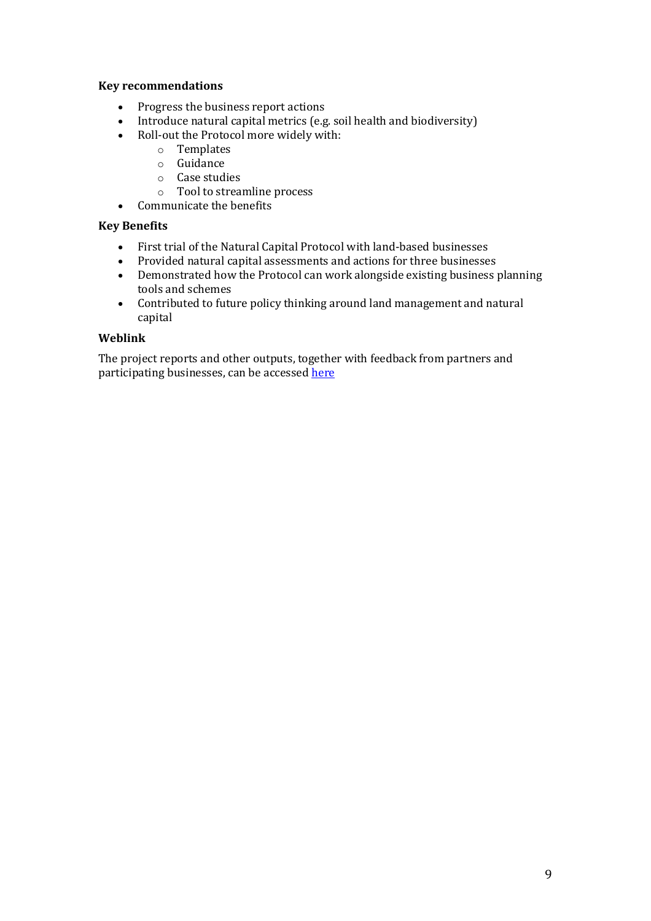**Key recommendations**

- Progress the business report actions
- Introduce natural capital metrics (e.g. soil health and biodiversity)
- Roll-out the Protocol more widely with:
  - Templates
  - Guidance
  - Case studies
  - Tool to streamline process
- Communicate the benefits

**Key Benefits**

- First trial of the Natural Capital Protocol with land-based businesses
- Provided natural capital assessments and actions for three businesses
- Demonstrated how the Protocol can work alongside existing business planning tools and schemes
- Contributed to future policy thinking around land management and natural capital

**Weblink**

The project reports and other outputs, together with feedback from partners and participating businesses, can be accessed here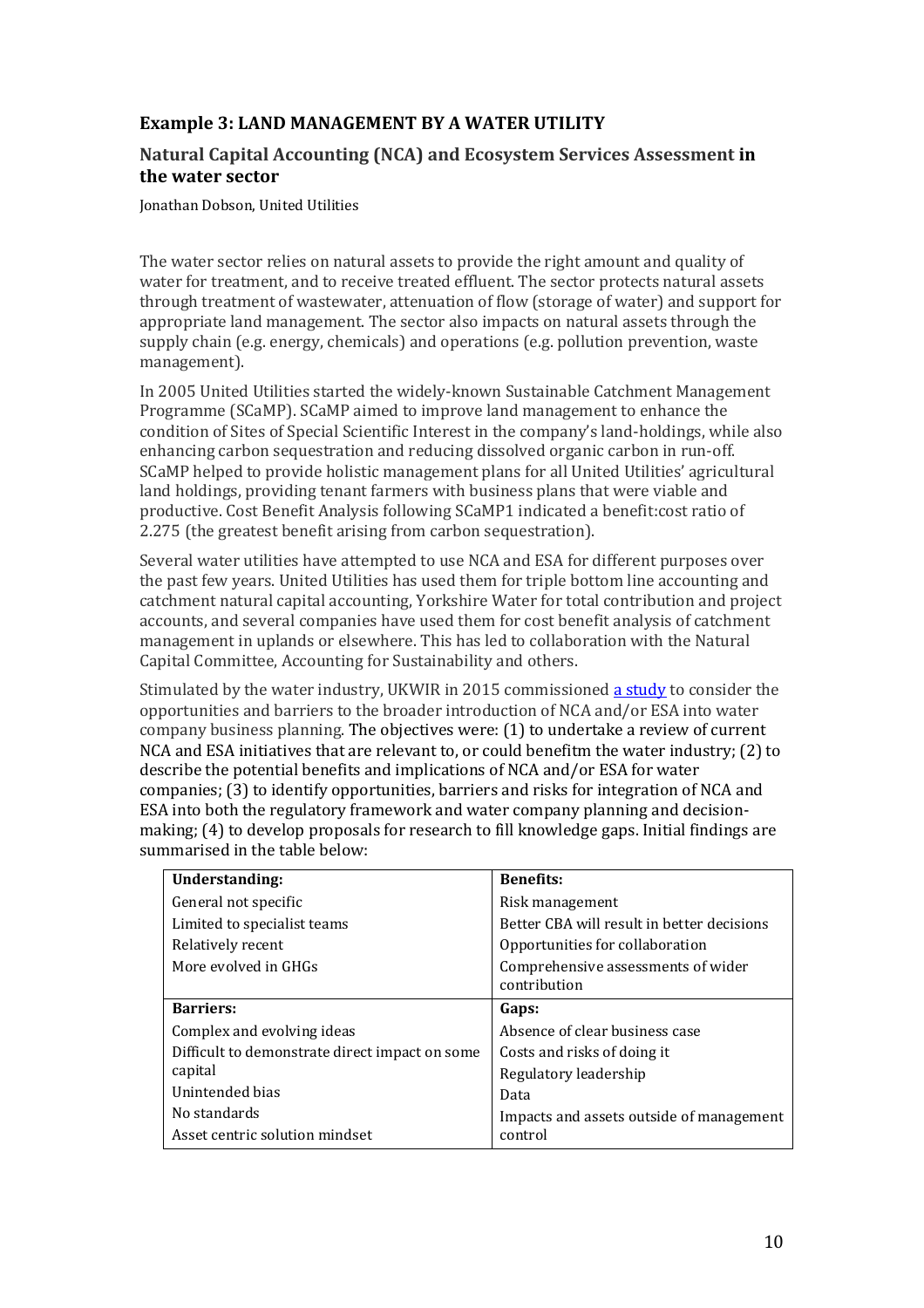### Example 3: LAND MANAGEMENT BY A WATER UTILITY

### Natural Capital Accounting (NCA) and Ecosystem Services Assessment in the water sector

Jonathan Dobson, United Utilities

The water sector relies on natural assets to provide the right amount and quality of water for treatment, and to receive treated effluent. The sector protects natural assets through treatment of wastewater, attenuation of flow (storage of water) and support for appropriate land management. The sector also impacts on natural assets through the supply chain (e.g. energy, chemicals) and operations (e.g. pollution prevention, waste management).

In 2005 United Utilities started the widely-known Sustainable Catchment Management Programme (SCaMP). SCaMP aimed to improve land management to enhance the condition of Sites of Special Scientific Interest in the company's land-holdings, while also enhancing carbon sequestration and reducing dissolved organic carbon in run-off. SCaMP helped to provide holistic management plans for all United Utilities' agricultural land holdings, providing tenant farmers with business plans that were viable and productive. Cost Benefit Analysis following SCaMP1 indicated a benefit:cost ratio of 2.275 (the greatest benefit arising from carbon sequestration).

Several water utilities have attempted to use NCA and ESA for different purposes over the past few years. United Utilities has used them for triple bottom line accounting and catchment natural capital accounting, Yorkshire Water for total contribution and project accounts, and several companies have used them for cost benefit analysis of catchment management in uplands or elsewhere. This has led to collaboration with the Natural Capital Committee, Accounting for Sustainability and others.

Stimulated by the water industry, UKWIR in 2015 commissioned a study to consider the opportunities and barriers to the broader introduction of NCA and/or ESA into water company business planning. The objectives were: (1) to undertake a review of current NCA and ESA initiatives that are relevant to, or could benefitm the water industry; (2) to describe the potential benefits and implications of NCA and/or ESA for water companies; (3) to identify opportunities, barriers and risks for integration of NCA and ESA into both the regulatory framework and water company planning and decision-making; (4) to develop proposals for research to fill knowledge gaps. Initial findings are summarised in the table below:

| **Understanding:** | **Benefits:** |
|---|---|
| General not specific | Risk management |
| Limited to specialist teams | Better CBA will result in better decisions |
| Relatively recent | Opportunities for collaboration |
| More evolved in GHGs | Comprehensive assessments of wider contribution |
| **Barriers:** | **Gaps:** |
| Complex and evolving ideas | Absence of clear business case |
| Difficult to demonstrate direct impact on some capital | Costs and risks of doing it |
| Unintended bias | Regulatory leadership |
| No standards | Data |
| Asset centric solution mindset | Impacts and assets outside of management control |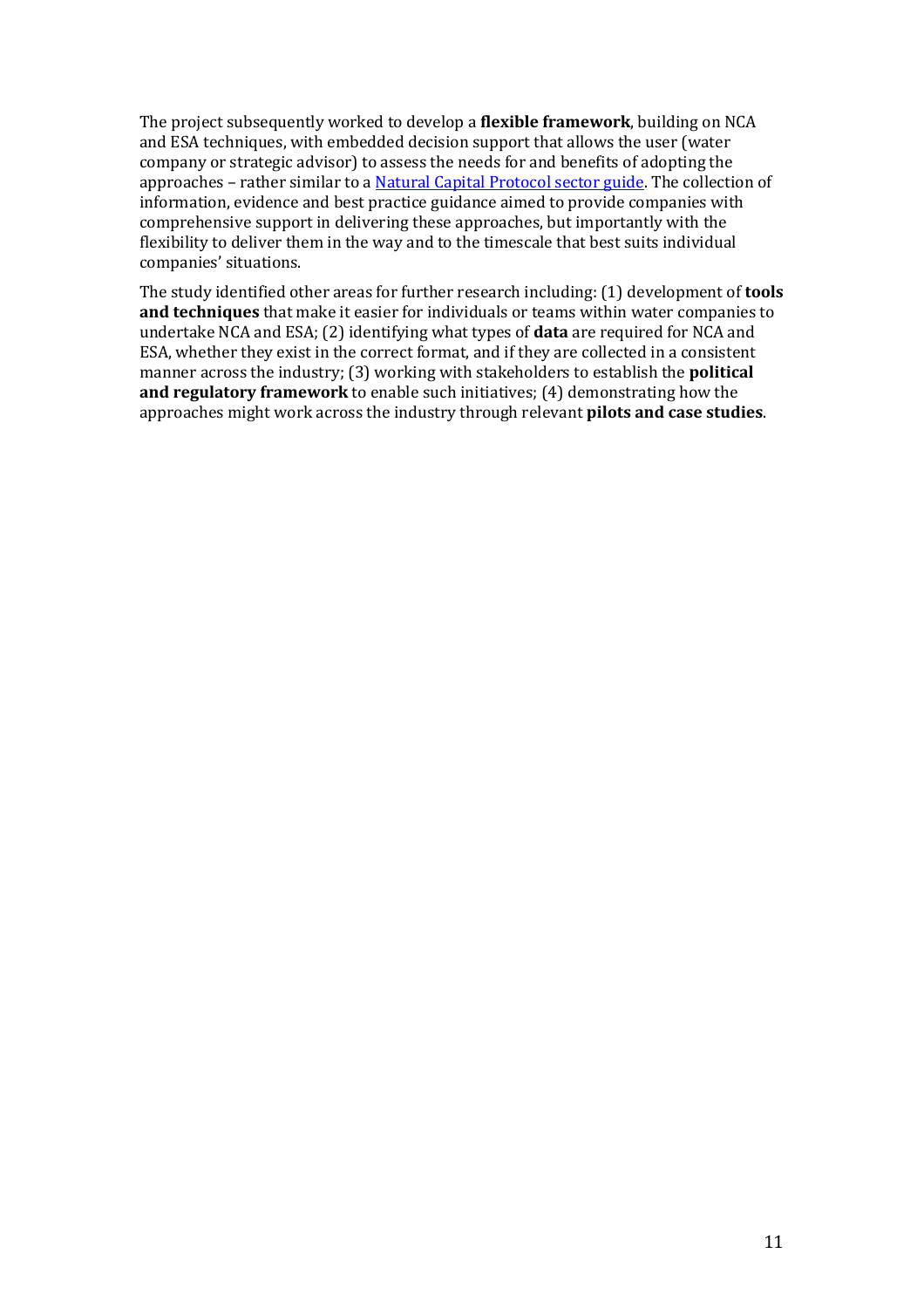The project subsequently worked to develop a **flexible framework**, building on NCA and ESA techniques, with embedded decision support that allows the user (water company or strategic advisor) to assess the needs for and benefits of adopting the approaches – rather similar to a [Natural Capital Protocol sector guide](). The collection of information, evidence and best practice guidance aimed to provide companies with comprehensive support in delivering these approaches, but importantly with the flexibility to deliver them in the way and to the timescale that best suits individual companies' situations.

The study identified other areas for further research including: (1) development of **tools and techniques** that make it easier for individuals or teams within water companies to undertake NCA and ESA; (2) identifying what types of **data** are required for NCA and ESA, whether they exist in the correct format, and if they are collected in a consistent manner across the industry; (3) working with stakeholders to establish the **political and regulatory framework** to enable such initiatives; (4) demonstrating how the approaches might work across the industry through relevant **pilots and case studies**.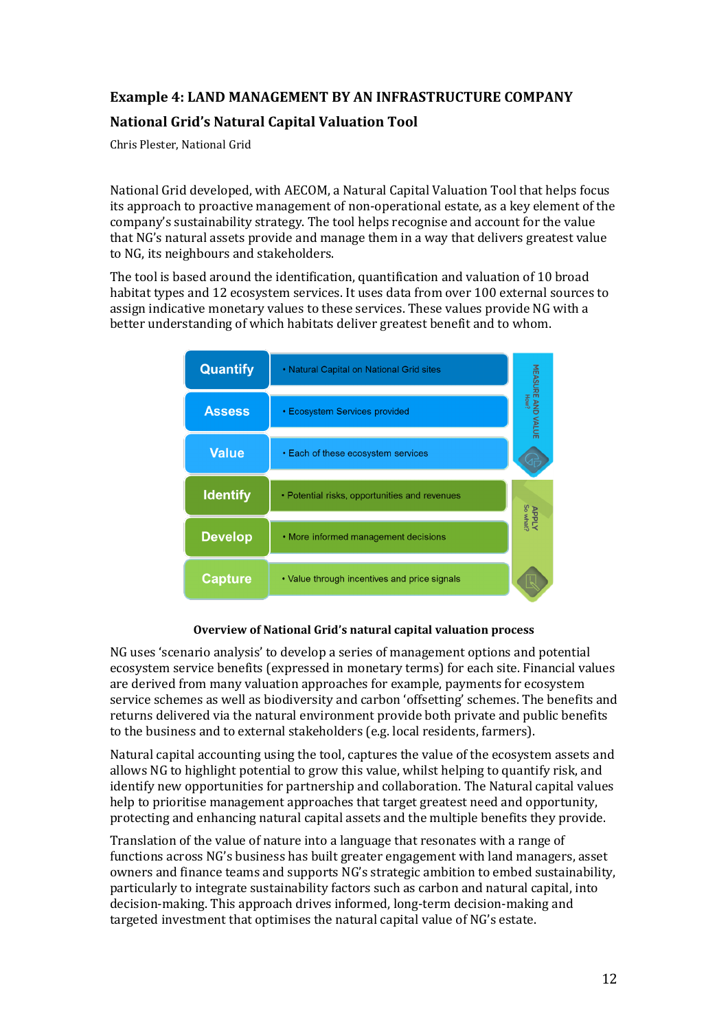### Example 4: LAND MANAGEMENT BY AN INFRASTRUCTURE COMPANY

### National Grid's Natural Capital Valuation Tool

Chris Plester, National Grid

National Grid developed, with AECOM, a Natural Capital Valuation Tool that helps focus its approach to proactive management of non-operational estate, as a key element of the company's sustainability strategy. The tool helps recognise and account for the value that NG's natural assets provide and manage them in a way that delivers greatest value to NG, its neighbours and stakeholders.

The tool is based around the identification, quantification and valuation of 10 broad habitat types and 12 ecosystem services. It uses data from over 100 external sources to assign indicative monetary values to these services. These values provide NG with a better understanding of which habitats deliver greatest benefit and to whom.

Quantify • Natural Capital on National Grid sites

Assess • Ecosystem Services provided

Value • Each of these ecosystem services

MEASURE AND VALUE How?

Identify • Potential risks, opportunities and revenues

Develop • More informed management decisions

Capture • Value through incentives and price signals

APPLY So what?

**Overview of National Grid's natural capital valuation process**

NG uses 'scenario analysis' to develop a series of management options and potential ecosystem service benefits (expressed in monetary terms) for each site. Financial values are derived from many valuation approaches for example, payments for ecosystem service schemes as well as biodiversity and carbon 'offsetting' schemes. The benefits and returns delivered via the natural environment provide both private and public benefits to the business and to external stakeholders (e.g. local residents, farmers).

Natural capital accounting using the tool, captures the value of the ecosystem assets and allows NG to highlight potential to grow this value, whilst helping to quantify risk, and identify new opportunities for partnership and collaboration. The Natural capital values help to prioritise management approaches that target greatest need and opportunity, protecting and enhancing natural capital assets and the multiple benefits they provide.

Translation of the value of nature into a language that resonates with a range of functions across NG's business has built greater engagement with land managers, asset owners and finance teams and supports NG's strategic ambition to embed sustainability, particularly to integrate sustainability factors such as carbon and natural capital, into decision-making. This approach drives informed, long-term decision-making and targeted investment that optimises the natural capital value of NG's estate.